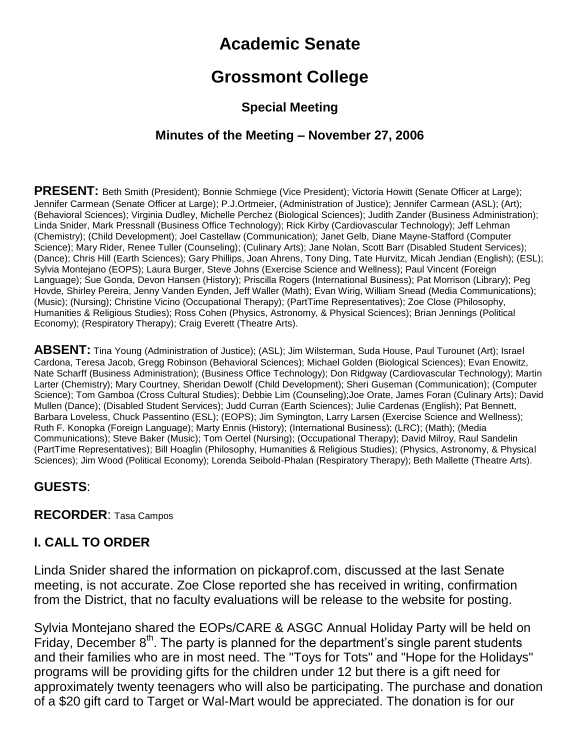# Academic Senate

# Grossmont College

### Special Meeting

### Minutes of the Meeting – November 27, 2006

**PRESENT:** Beth Smith (President); Bonnie Schmiege (Vice President); Victoria Howitt (Senate Officer at Large); Jennifer Carmean (Senate Officer at Large); P.J.Ortmeier, (Administration of Justice); Jennifer Carmean (ASL); (Art); (Behavioral Sciences); Virginia Dudley, Michelle Perchez (Biological Sciences); Judith Zander (Business Administration); Linda Snider, Mark Pressnall (Business Office Technology); Rick Kirby (Cardiovascular Technology); Jeff Lehman (Chemistry); (Child Development); Joel Castellaw (Communication); Janet Gelb, Diane Mayne-Stafford (Computer Science); Mary Rider, Renee Tuller (Counseling); (Culinary Arts); Jane Nolan, Scott Barr (Disabled Student Services); (Dance); Chris Hill (Earth Sciences); Gary Phillips, Joan Ahrens, Tony Ding, Tate Hurvitz, Micah Jendian (English); (ESL); Sylvia Montejano (EOPS); Laura Burger, Steve Johns (Exercise Science and Wellness); Paul Vincent (Foreign Language); Sue Gonda, Devon Hansen (History); Priscilla Rogers (International Business); Pat Morrison (Library); Peg Hovde, Shirley Pereira, Jenny Vanden Eynden, Jeff Waller (Math); Evan Wirig, William Snead (Media Communications); (Music); (Nursing); Christine Vicino (Occupational Therapy); (PartTime Representatives); Zoe Close (Philosophy, Humanities & Religious Studies); Ross Cohen (Physics, Astronomy, & Physical Sciences); Brian Jennings (Political Economy); (Respiratory Therapy); Craig Everett (Theatre Arts).

**ABSENT:** Tina Young (Administration of Justice); (ASL); Jim Wilsterman, Suda House, Paul Turounet (Art); Israel Cardona, Teresa Jacob, Gregg Robinson (Behavioral Sciences); Michael Golden (Biological Sciences); Evan Enowitz, Nate Scharff (Business Administration); (Business Office Technology); Don Ridgway (Cardiovascular Technology); Martin Larter (Chemistry); Mary Courtney, Sheridan Dewolf (Child Development); Sheri Guseman (Communication); (Computer Science); Tom Gamboa (Cross Cultural Studies); Debbie Lim (Counseling);Joe Orate, James Foran (Culinary Arts); David Mullen (Dance); (Disabled Student Services); Judd Curran (Earth Sciences); Julie Cardenas (English); Pat Bennett, Barbara Loveless, Chuck Passentino (ESL); (EOPS); Jim Symington, Larry Larsen (Exercise Science and Wellness); Ruth F. Konopka (Foreign Language); Marty Ennis (History); (International Business); (LRC); (Math); (Media Communications); Steve Baker (Music); Tom Oertel (Nursing); (Occupational Therapy); David Milroy, Raul Sandelin (PartTime Representatives); Bill Hoaglin (Philosophy, Humanities & Religious Studies); (Physics, Astronomy, & Physical Sciences); Jim Wood (Political Economy); Lorenda Seibold-Phalan (Respiratory Therapy); Beth Mallette (Theatre Arts).

**GUESTS**:

**RECORDER**: Tasa Campos

## I. CALL TO ORDER

Linda Snider shared the information on pickaprof.com, discussed at the last Senate meeting, is not accurate. Zoe Close reported she has received in writing, confirmation from the District, that no faculty evaluations will be release to the website for posting.

Sylvia Montejano shared the EOPs/CARE & ASGC Annual Holiday Party will be held on Friday, December 8th. The party is planned for the department's single parent students and their families who are in most need. The "Toys for Tots" and "Hope for the Holidays" programs will be providing gifts for the children under 12 but there is a gift need for approximately twenty teenagers who will also be participating. The purchase and donation of a $20 gift card to Target or Wal-Mart would be appreciated. The donation is for our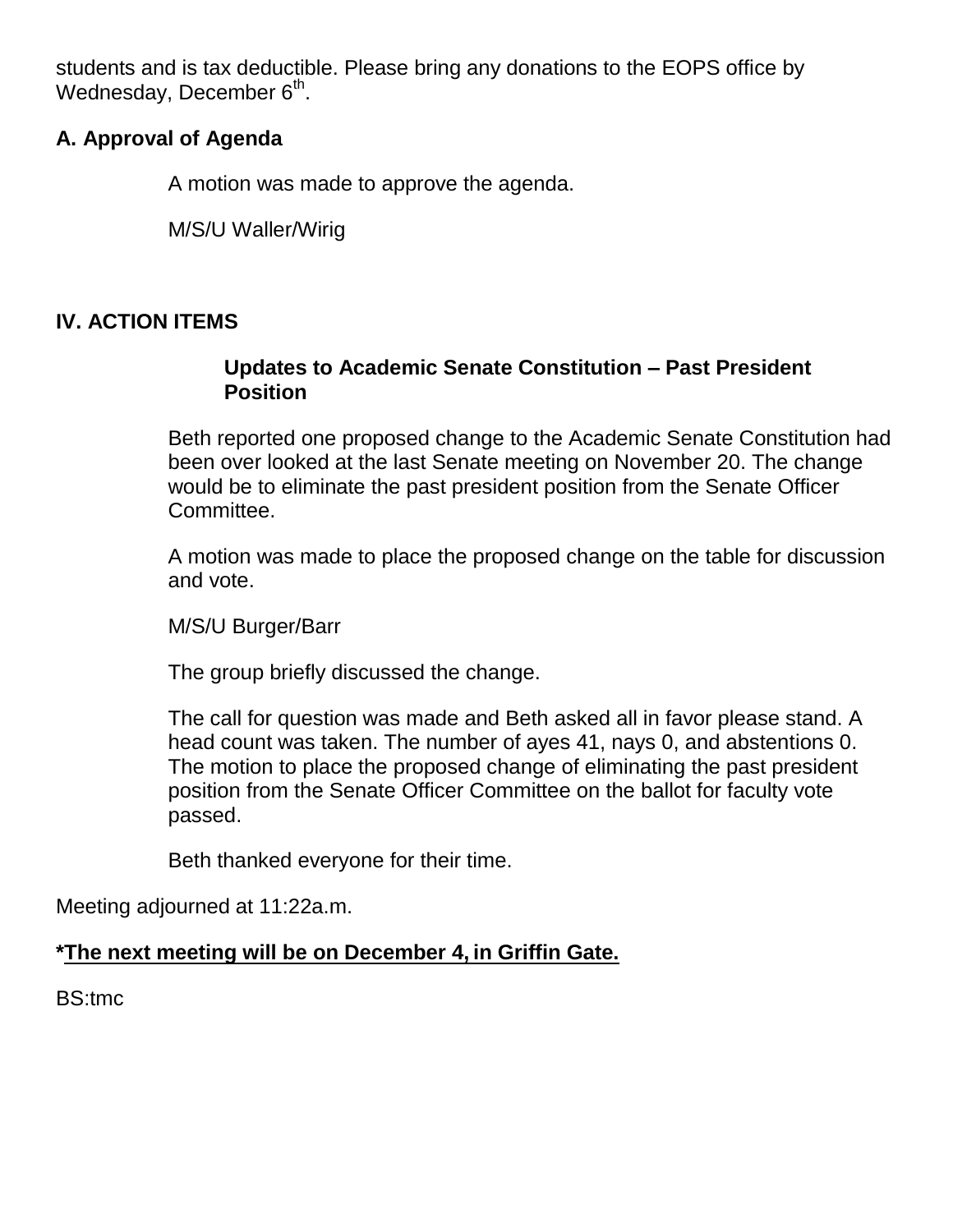students and is tax deductible. Please bring any donations to the EOPS office by Wednesday, December 6th.

### A. Approval of Agenda

A motion was made to approve the agenda.

M/S/U Waller/Wirig

## IV. ACTION ITEMS

### Updates to Academic Senate Constitution – Past President Position

Beth reported one proposed change to the Academic Senate Constitution had been over looked at the last Senate meeting on November 20. The change would be to eliminate the past president position from the Senate Officer Committee.

A motion was made to place the proposed change on the table for discussion and vote.

M/S/U Burger/Barr

The group briefly discussed the change.

The call for question was made and Beth asked all in favor please stand. A head count was taken. The number of ayes 41, nays 0, and abstentions 0. The motion to place the proposed change of eliminating the past president position from the Senate Officer Committee on the ballot for faculty vote passed.

Beth thanked everyone for their time.

Meeting adjourned at 11:22a.m.

**\*<u>The next meeting will be on December 4, in Griffin Gate.</u>**

BS:tmc